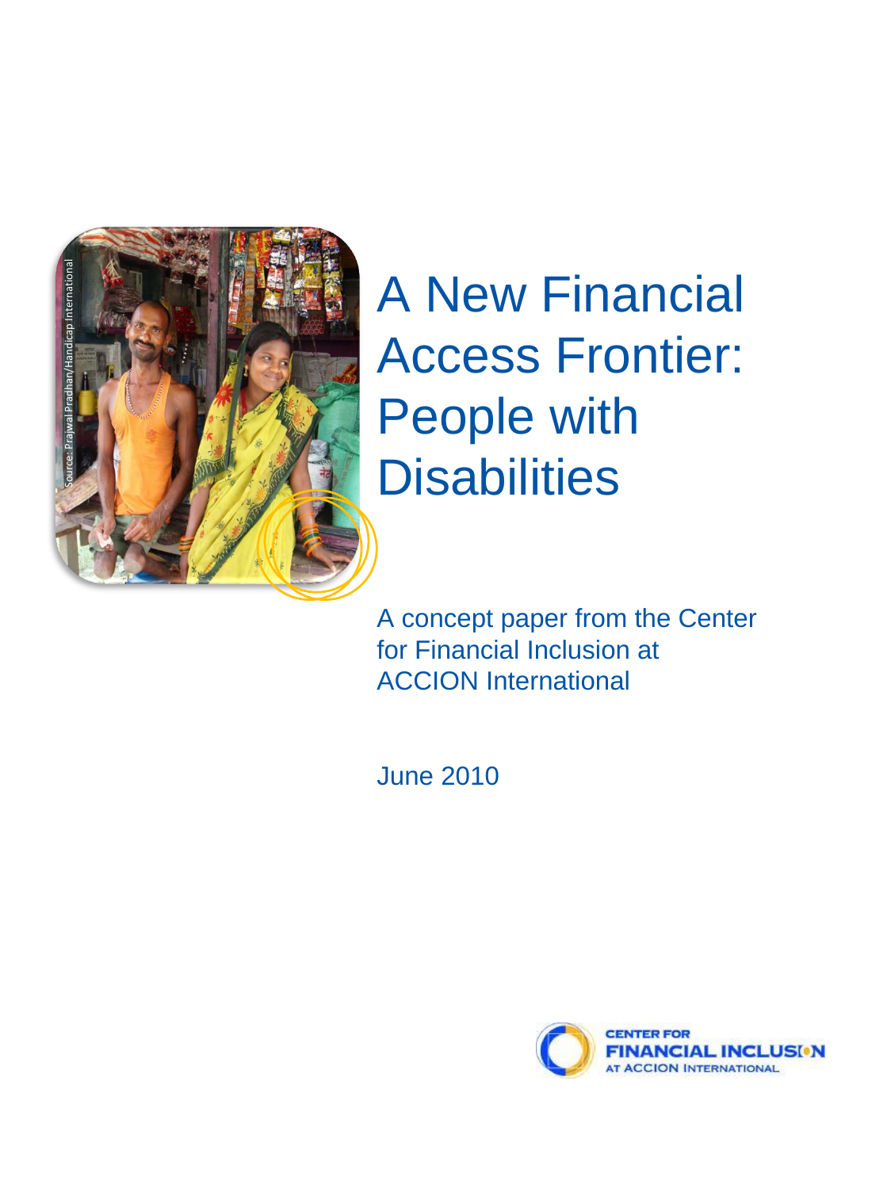Source: Prajwal Pradhan/Handicap International

# A New Financial Access Frontier: People with Disabilities

A concept paper from the Center for Financial Inclusion at ACCION International

June 2010

CENTER FOR FINANCIAL INCLUSION AT ACCION INTERNATIONAL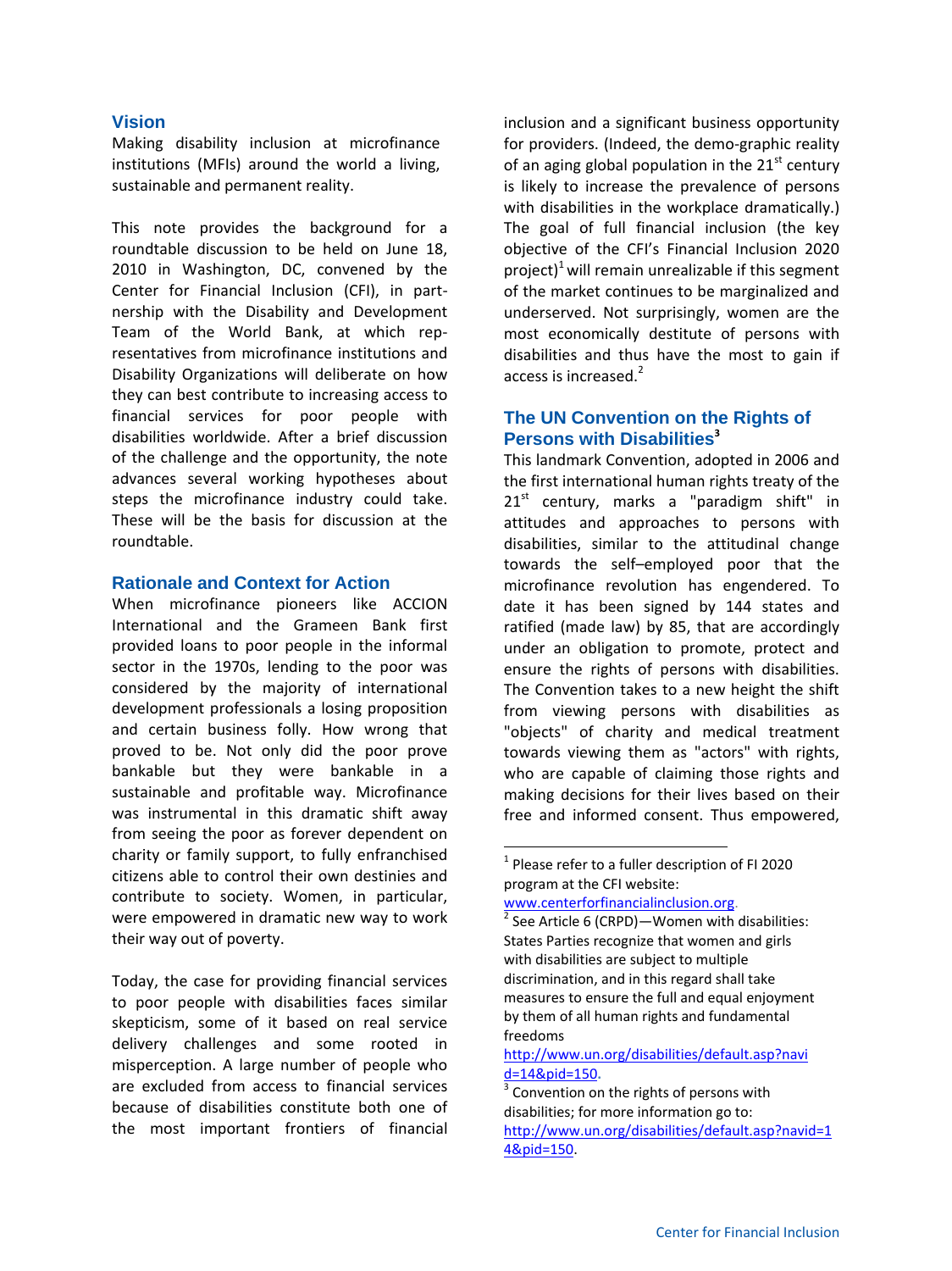## Vision

Making disability inclusion at microfinance institutions (MFIs) around the world a living, sustainable and permanent reality.

This note provides the background for a roundtable discussion to be held on June 18, 2010 in Washington, DC, convened by the Center for Financial Inclusion (CFI), in partnership with the Disability and Development Team of the World Bank, at which representatives from microfinance institutions and Disability Organizations will deliberate on how they can best contribute to increasing access to financial services for poor people with disabilities worldwide. After a brief discussion of the challenge and the opportunity, the note advances several working hypotheses about steps the microfinance industry could take. These will be the basis for discussion at the roundtable.

## Rationale and Context for Action

When microfinance pioneers like ACCION International and the Grameen Bank first provided loans to poor people in the informal sector in the 1970s, lending to the poor was considered by the majority of international development professionals a losing proposition and certain business folly. How wrong that proved to be. Not only did the poor prove bankable but they were bankable in a sustainable and profitable way. Microfinance was instrumental in this dramatic shift away from seeing the poor as forever dependent on charity or family support, to fully enfranchised citizens able to control their own destinies and contribute to society. Women, in particular, were empowered in dramatic new way to work their way out of poverty.

Today, the case for providing financial services to poor people with disabilities faces similar skepticism, some of it based on real service delivery challenges and some rooted in misperception. A large number of people who are excluded from access to financial services because of disabilities constitute both one of the most important frontiers of financial inclusion and a significant business opportunity for providers. (Indeed, the demo-graphic reality of an aging global population in the 21st century is likely to increase the prevalence of persons with disabilities in the workplace dramatically.) The goal of full financial inclusion (the key objective of the CFI's Financial Inclusion 2020 project)[1] will remain unrealizable if this segment of the market continues to be marginalized and underserved. Not surprisingly, women are the most economically destitute of persons with disabilities and thus have the most to gain if access is increased.[2]

## The UN Convention on the Rights of Persons with Disabilities[3]

This landmark Convention, adopted in 2006 and the first international human rights treaty of the 21st century, marks a "paradigm shift" in attitudes and approaches to persons with disabilities, similar to the attitudinal change towards the self–employed poor that the microfinance revolution has engendered. To date it has been signed by 144 states and ratified (made law) by 85, that are accordingly under an obligation to promote, protect and ensure the rights of persons with disabilities. The Convention takes to a new height the shift from viewing persons with disabilities as "objects" of charity and medical treatment towards viewing them as "actors" with rights, who are capable of claiming those rights and making decisions for their lives based on their free and informed consent. Thus empowered,

---

[1] Please refer to a fuller description of FI 2020 program at the CFI website: www.centerforfinancialinclusion.org.

[2] See Article 6 (CRPD)—Women with disabilities: States Parties recognize that women and girls with disabilities are subject to multiple discrimination, and in this regard shall take measures to ensure the full and equal enjoyment by them of all human rights and fundamental freedoms http://www.un.org/disabilities/default.asp?navid=14&pid=150.

[3] Convention on the rights of persons with disabilities; for more information go to: http://www.un.org/disabilities/default.asp?navid=14&pid=150.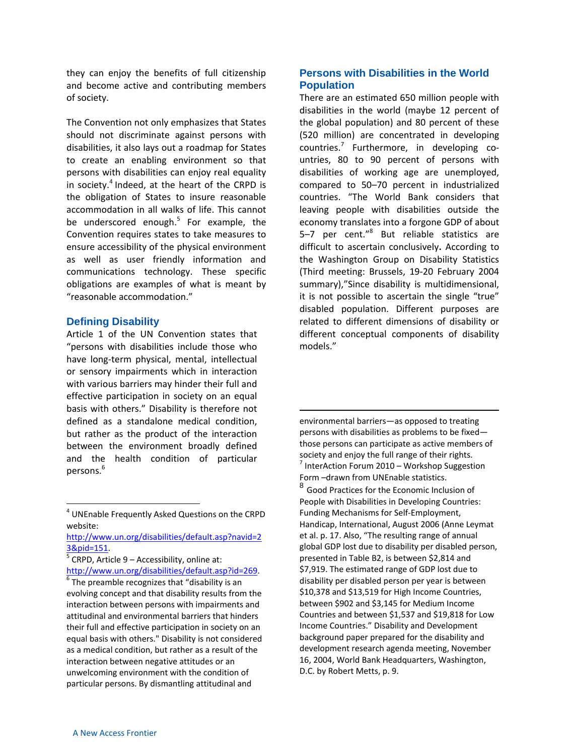they can enjoy the benefits of full citizenship and become active and contributing members of society.

The Convention not only emphasizes that States should not discriminate against persons with disabilities, it also lays out a roadmap for States to create an enabling environment so that persons with disabilities can enjoy real equality in society.[4] Indeed, at the heart of the CRPD is the obligation of States to insure reasonable accommodation in all walks of life. This cannot be underscored enough.[5] For example, the Convention requires states to take measures to ensure accessibility of the physical environment as well as user friendly information and communications technology. These specific obligations are examples of what is meant by "reasonable accommodation."

### Defining Disability

Article 1 of the UN Convention states that "persons with disabilities include those who have long-term physical, mental, intellectual or sensory impairments which in interaction with various barriers may hinder their full and effective participation in society on an equal basis with others." Disability is therefore not defined as a standalone medical condition, but rather as the product of the interaction between the environment broadly defined and the health condition of particular persons.[6]

### Persons with Disabilities in the World Population

There are an estimated 650 million people with disabilities in the world (maybe 12 percent of the global population) and 80 percent of these (520 million) are concentrated in developing countries.[7] Furthermore, in developing countries, 80 to 90 percent of persons with disabilities of working age are unemployed, compared to 50–70 percent in industrialized countries. "The World Bank considers that leaving people with disabilities outside the economy translates into a forgone GDP of about 5–7 per cent."[8] But reliable statistics are difficult to ascertain conclusively**.** According to the Washington Group on Disability Statistics (Third meeting: Brussels, 19-20 February 2004 summary),"Since disability is multidimensional, it is not possible to ascertain the single "true" disabled population. Different purposes are related to different dimensions of disability or different conceptual components of disability models."

---

[4] UNEnable Frequently Asked Questions on the CRPD website: http://www.un.org/disabilities/default.asp?navid=23&pid=151.

[5] CRPD, Article 9 – Accessibility, online at: http://www.un.org/disabilities/default.asp?id=269.

[6] The preamble recognizes that "disability is an evolving concept and that disability results from the interaction between persons with impairments and attitudinal and environmental barriers that hinders their full and effective participation in society on an equal basis with others." Disability is not considered as a medical condition, but rather as a result of the interaction between negative attitudes or an unwelcoming environment with the condition of particular persons. By dismantling attitudinal and environmental barriers—as opposed to treating persons with disabilities as problems to be fixed—those persons can participate as active members of society and enjoy the full range of their rights.

[7] InterAction Forum 2010 – Workshop Suggestion Form –drawn from UNEnable statistics.

[8] Good Practices for the Economic Inclusion of People with Disabilities in Developing Countries: Funding Mechanisms for Self-Employment, Handicap, International, August 2006 (Anne Leymat et al. p. 17. Also, "The resulting range of annual global GDP lost due to disability per disabled person, presented in Table B2, is between $2,814 and $7,919. The estimated range of GDP lost due to disability per disabled person per year is between $10,378 and $13,519 for High Income Countries, between $902 and $3,145 for Medium Income Countries and between $1,537 and $19,818 for Low Income Countries." Disability and Development background paper prepared for the disability and development research agenda meeting, November 16, 2004, World Bank Headquarters, Washington, D.C. by Robert Metts, p. 9.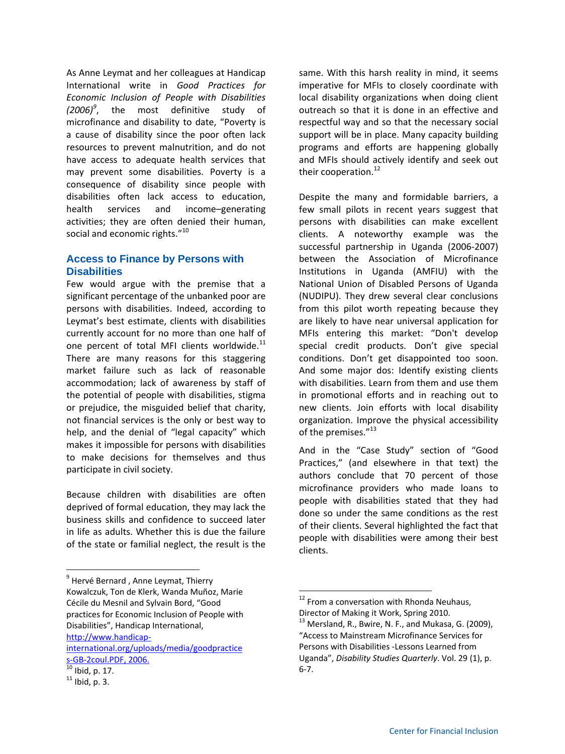As Anne Leymat and her colleagues at Handicap International write in *Good Practices for Economic Inclusion of People with Disabilities (2006)*[9], the most definitive study of microfinance and disability to date, "Poverty is a cause of disability since the poor often lack resources to prevent malnutrition, and do not have access to adequate health services that may prevent some disabilities. Poverty is a consequence of disability since people with disabilities often lack access to education, health services and income–generating activities; they are often denied their human, social and economic rights."[10]

### Access to Finance by Persons with Disabilities

Few would argue with the premise that a significant percentage of the unbanked poor are persons with disabilities. Indeed, according to Leymat's best estimate, clients with disabilities currently account for no more than one half of one percent of total MFI clients worldwide.[11] There are many reasons for this staggering market failure such as lack of reasonable accommodation; lack of awareness by staff of the potential of people with disabilities, stigma or prejudice, the misguided belief that charity, not financial services is the only or best way to help, and the denial of "legal capacity" which makes it impossible for persons with disabilities to make decisions for themselves and thus participate in civil society.

Because children with disabilities are often deprived of formal education, they may lack the business skills and confidence to succeed later in life as adults. Whether this is due the failure of the state or familial neglect, the result is the same. With this harsh reality in mind, it seems imperative for MFIs to closely coordinate with local disability organizations when doing client outreach so that it is done in an effective and respectful way and so that the necessary social support will be in place. Many capacity building programs and efforts are happening globally and MFIs should actively identify and seek out their cooperation.[12]

Despite the many and formidable barriers, a few small pilots in recent years suggest that persons with disabilities can make excellent clients. A noteworthy example was the successful partnership in Uganda (2006-2007) between the Association of Microfinance Institutions in Uganda (AMFIU) with the National Union of Disabled Persons of Uganda (NUDIPU). They drew several clear conclusions from this pilot worth repeating because they are likely to have near universal application for MFIs entering this market: "Don't develop special credit products. Don't give special conditions. Don't get disappointed too soon. And some major dos: Identify existing clients with disabilities. Learn from them and use them in promotional efforts and in reaching out to new clients. Join efforts with local disability organization. Improve the physical accessibility of the premises."[13]

And in the "Case Study" section of "Good Practices," (and elsewhere in that text) the authors conclude that 70 percent of those microfinance providers who made loans to people with disabilities stated that they had done so under the same conditions as the rest of their clients. Several highlighted the fact that people with disabilities were among their best clients.

---

[9] Hervé Bernard , Anne Leymat, Thierry Kowalczuk, Ton de Klerk, Wanda Muñoz, Marie Cécile du Mesnil and Sylvain Bord, "Good practices for Economic Inclusion of People with Disabilities", Handicap International, http://www.handicap-international.org/uploads/media/goodpractices-GB-2coul.PDF, 2006.

[10] Ibid, p. 17.

[11] Ibid, p. 3.

[12] From a conversation with Rhonda Neuhaus, Director of Making it Work, Spring 2010.

[13] Mersland, R., Bwire, N. F., and Mukasa, G. (2009), "Access to Mainstream Microfinance Services for Persons with Disabilities -Lessons Learned from Uganda", *Disability Studies Quarterly*. Vol. 29 (1), p. 6-7.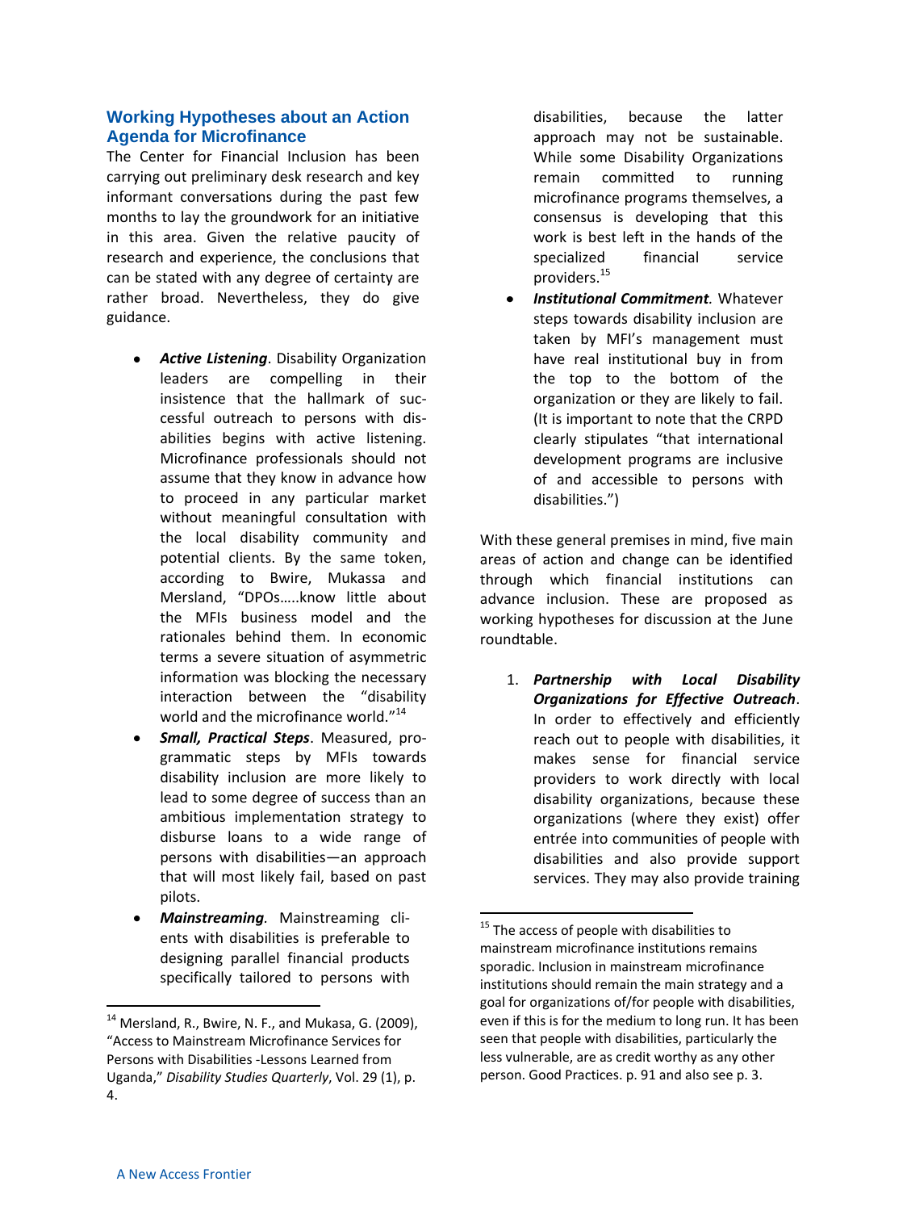## Working Hypotheses about an Action Agenda for Microfinance

The Center for Financial Inclusion has been carrying out preliminary desk research and key informant conversations during the past few months to lay the groundwork for an initiative in this area. Given the relative paucity of research and experience, the conclusions that can be stated with any degree of certainty are rather broad. Nevertheless, they do give guidance.

- ***Active Listening***. Disability Organization leaders are compelling in their insistence that the hallmark of successful outreach to persons with disabilities begins with active listening. Microfinance professionals should not assume that they know in advance how to proceed in any particular market without meaningful consultation with the local disability community and potential clients. By the same token, according to Bwire, Mukassa and Mersland, "DPOs…..know little about the MFIs business model and the rationales behind them. In economic terms a severe situation of asymmetric information was blocking the necessary interaction between the "disability world and the microfinance world."[14]
- ***Small, Practical Steps***. Measured, programmatic steps by MFIs towards disability inclusion are more likely to lead to some degree of success than an ambitious implementation strategy to disburse loans to a wide range of persons with disabilities—an approach that will most likely fail, based on past pilots.
- ***Mainstreaming***. Mainstreaming clients with disabilities is preferable to designing parallel financial products specifically tailored to persons with disabilities, because the latter approach may not be sustainable. While some Disability Organizations remain committed to running microfinance programs themselves, a consensus is developing that this work is best left in the hands of the specialized financial service providers.[15]
- ***Institutional Commitment***. Whatever steps towards disability inclusion are taken by MFI's management must have real institutional buy in from the top to the bottom of the organization or they are likely to fail. (It is important to note that the CRPD clearly stipulates "that international development programs are inclusive of and accessible to persons with disabilities.")

With these general premises in mind, five main areas of action and change can be identified through which financial institutions can advance inclusion. These are proposed as working hypotheses for discussion at the June roundtable.

1. ***Partnership with Local Disability Organizations for Effective Outreach***. In order to effectively and efficiently reach out to people with disabilities, it makes sense for financial service providers to work directly with local disability organizations, because these organizations (where they exist) offer entrée into communities of people with disabilities and also provide support services. They may also provide training

---

[14] Mersland, R., Bwire, N. F., and Mukasa, G. (2009), "Access to Mainstream Microfinance Services for Persons with Disabilities -Lessons Learned from Uganda," *Disability Studies Quarterly*, Vol. 29 (1), p. 4.

[15] The access of people with disabilities to mainstream microfinance institutions remains sporadic. Inclusion in mainstream microfinance institutions should remain the main strategy and a goal for organizations of/for people with disabilities, even if this is for the medium to long run. It has been seen that people with disabilities, particularly the less vulnerable, are as credit worthy as any other person. Good Practices. p. 91 and also see p. 3.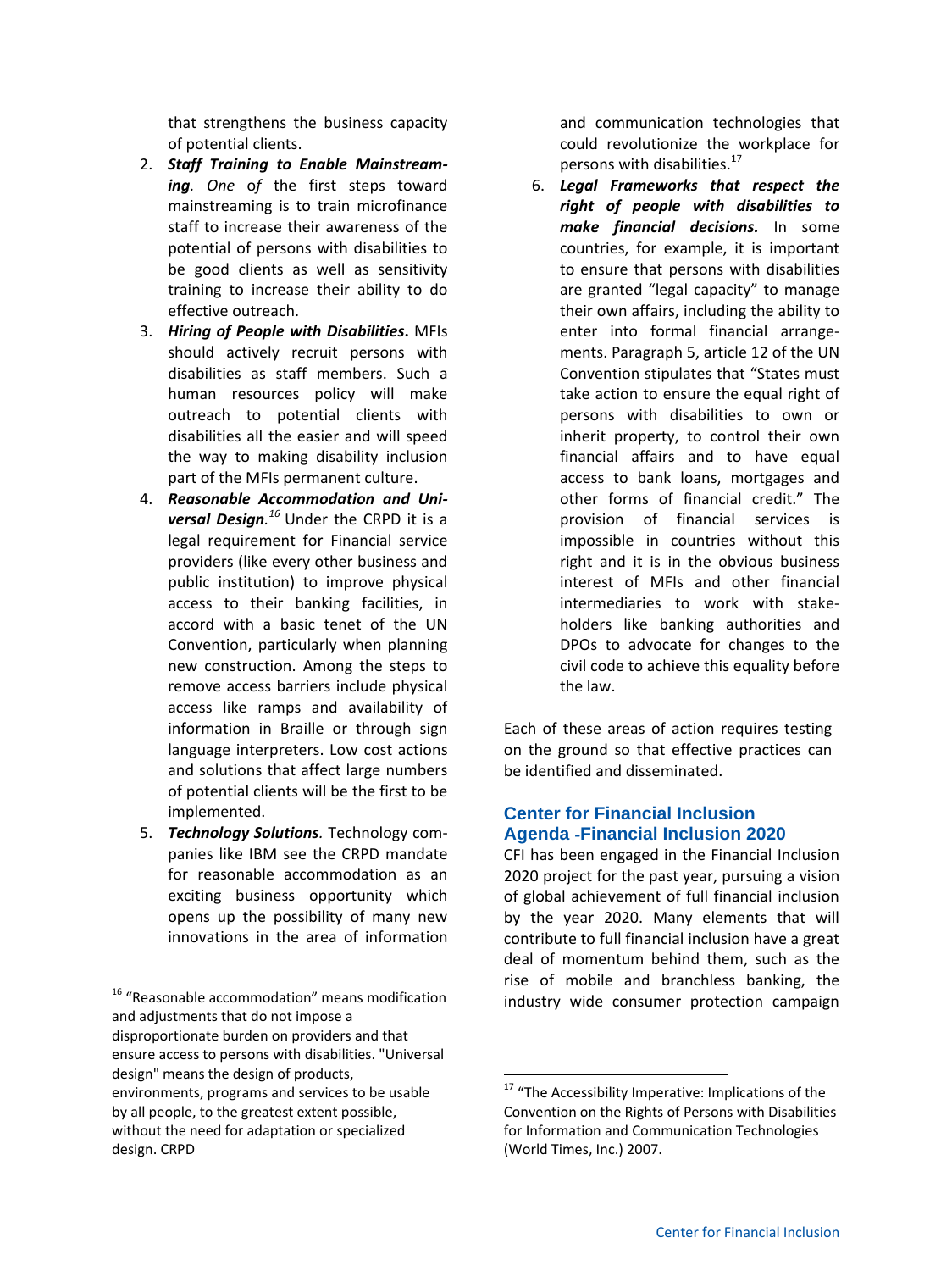that strengthens the business capacity of potential clients.

2. ***Staff Training to Enable Mainstreaming****. One of* the first steps toward mainstreaming is to train microfinance staff to increase their awareness of the potential of persons with disabilities to be good clients as well as sensitivity training to increase their ability to do effective outreach.
3. ***Hiring of People with Disabilities*****.** MFIs should actively recruit persons with disabilities as staff members. Such a human resources policy will make outreach to potential clients with disabilities all the easier and will speed the way to making disability inclusion part of the MFIs permanent culture.
4. ***Reasonable Accommodation and Universal Design.***[16] Under the CRPD it is a legal requirement for Financial service providers (like every other business and public institution) to improve physical access to their banking facilities, in accord with a basic tenet of the UN Convention, particularly when planning new construction. Among the steps to remove access barriers include physical access like ramps and availability of information in Braille or through sign language interpreters. Low cost actions and solutions that affect large numbers of potential clients will be the first to be implemented.
5. ***Technology Solutions****.* Technology companies like IBM see the CRPD mandate for reasonable accommodation as an exciting business opportunity which opens up the possibility of many new innovations in the area of information and communication technologies that could revolutionize the workplace for persons with disabilities.[17]
6. ***Legal Frameworks that respect the right of people with disabilities to make financial decisions.*** In some countries, for example, it is important to ensure that persons with disabilities are granted "legal capacity" to manage their own affairs, including the ability to enter into formal financial arrangements. Paragraph 5, article 12 of the UN Convention stipulates that "States must take action to ensure the equal right of persons with disabilities to own or inherit property, to control their own financial affairs and to have equal access to bank loans, mortgages and other forms of financial credit." The provision of financial services is impossible in countries without this right and it is in the obvious business interest of MFIs and other financial intermediaries to work with stakeholders like banking authorities and DPOs to advocate for changes to the civil code to achieve this equality before the law.

Each of these areas of action requires testing on the ground so that effective practices can be identified and disseminated.

## Center for Financial Inclusion Agenda -Financial Inclusion 2020

CFI has been engaged in the Financial Inclusion 2020 project for the past year, pursuing a vision of global achievement of full financial inclusion by the year 2020. Many elements that will contribute to full financial inclusion have a great deal of momentum behind them, such as the rise of mobile and branchless banking, the industry wide consumer protection campaign

[16] "Reasonable accommodation" means modification and adjustments that do not impose a disproportionate burden on providers and that ensure access to persons with disabilities. "Universal design" means the design of products, environments, programs and services to be usable by all people, to the greatest extent possible, without the need for adaptation or specialized design. CRPD

[17] "The Accessibility Imperative: Implications of the Convention on the Rights of Persons with Disabilities for Information and Communication Technologies (World Times, Inc.) 2007.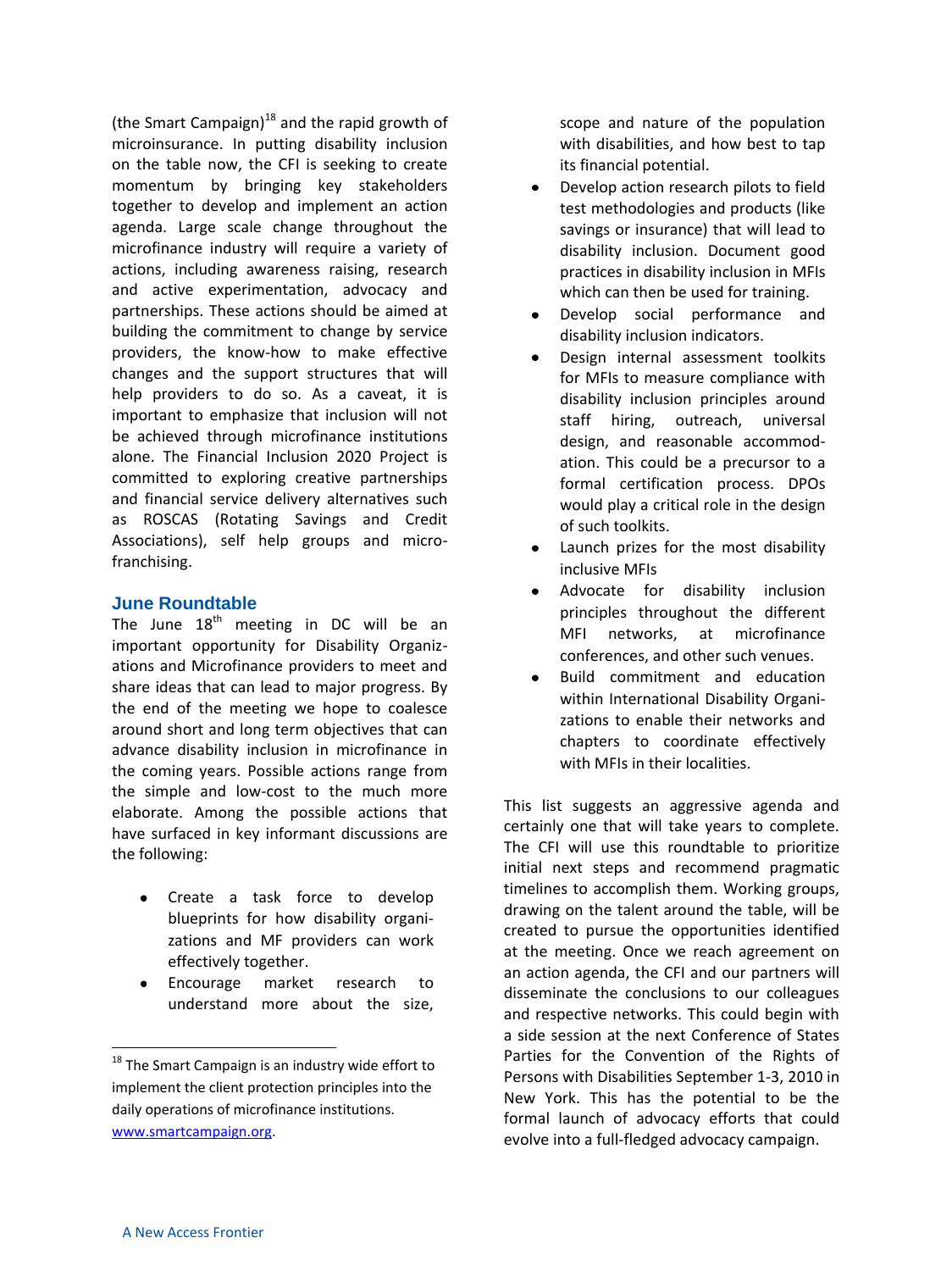(the Smart Campaign)[18] and the rapid growth of microinsurance. In putting disability inclusion on the table now, the CFI is seeking to create momentum by bringing key stakeholders together to develop and implement an action agenda. Large scale change throughout the microfinance industry will require a variety of actions, including awareness raising, research and active experimentation, advocacy and partnerships. These actions should be aimed at building the commitment to change by service providers, the know-how to make effective changes and the support structures that will help providers to do so. As a caveat, it is important to emphasize that inclusion will not be achieved through microfinance institutions alone. The Financial Inclusion 2020 Project is committed to exploring creative partnerships and financial service delivery alternatives such as ROSCAS (Rotating Savings and Credit Associations), self help groups and micro-franchising.

### June Roundtable

The June 18th meeting in DC will be an important opportunity for Disability Organizations and Microfinance providers to meet and share ideas that can lead to major progress. By the end of the meeting we hope to coalesce around short and long term objectives that can advance disability inclusion in microfinance in the coming years. Possible actions range from the simple and low-cost to the much more elaborate. Among the possible actions that have surfaced in key informant discussions are the following:

- Create a task force to develop blueprints for how disability organizations and MF providers can work effectively together.
- Encourage market research to understand more about the size, scope and nature of the population with disabilities, and how best to tap its financial potential.
- Develop action research pilots to field test methodologies and products (like savings or insurance) that will lead to disability inclusion. Document good practices in disability inclusion in MFIs which can then be used for training.
- Develop social performance and disability inclusion indicators.
- Design internal assessment toolkits for MFIs to measure compliance with disability inclusion principles around staff hiring, outreach, universal design, and reasonable accommodation. This could be a precursor to a formal certification process. DPOs would play a critical role in the design of such toolkits.
- Launch prizes for the most disability inclusive MFIs
- Advocate for disability inclusion principles throughout the different MFI networks, at microfinance conferences, and other such venues.
- Build commitment and education within International Disability Organizations to enable their networks and chapters to coordinate effectively with MFIs in their localities.

This list suggests an aggressive agenda and certainly one that will take years to complete. The CFI will use this roundtable to prioritize initial next steps and recommend pragmatic timelines to accomplish them. Working groups, drawing on the talent around the table, will be created to pursue the opportunities identified at the meeting. Once we reach agreement on an action agenda, the CFI and our partners will disseminate the conclusions to our colleagues and respective networks. This could begin with a side session at the next Conference of States Parties for the Convention of the Rights of Persons with Disabilities September 1-3, 2010 in New York. This has the potential to be the formal launch of advocacy efforts that could evolve into a full-fledged advocacy campaign.

[18] The Smart Campaign is an industry wide effort to implement the client protection principles into the daily operations of microfinance institutions. www.smartcampaign.org.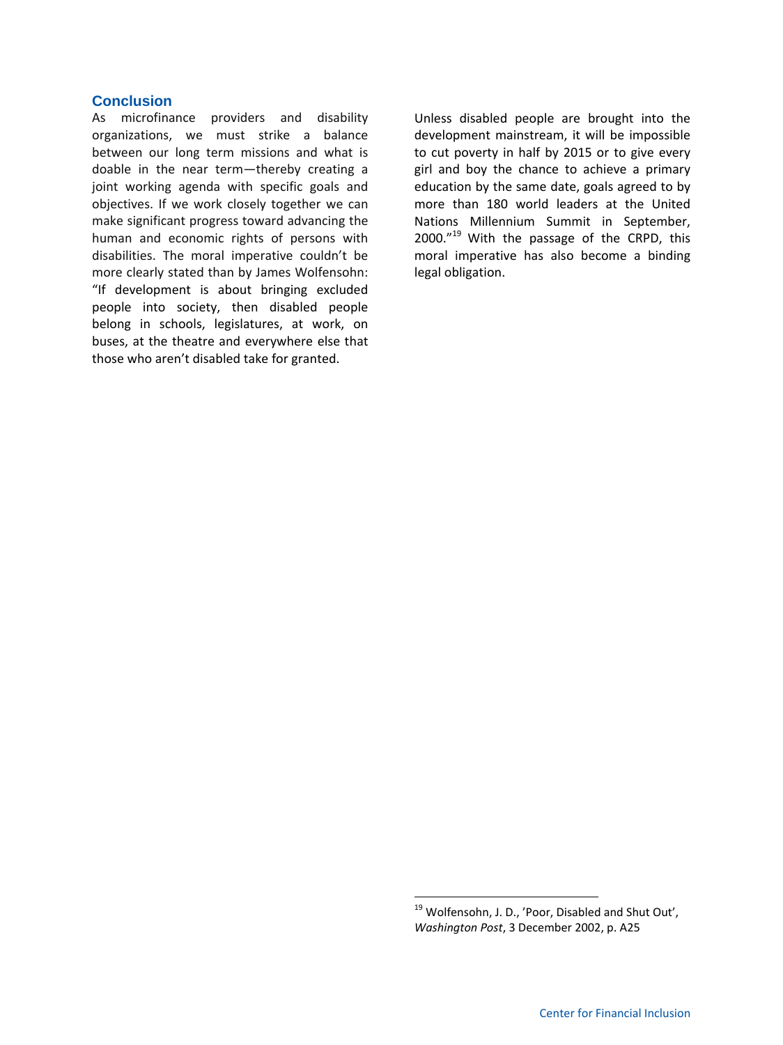## Conclusion

As microfinance providers and disability organizations, we must strike a balance between our long term missions and what is doable in the near term—thereby creating a joint working agenda with specific goals and objectives. If we work closely together we can make significant progress toward advancing the human and economic rights of persons with disabilities. The moral imperative couldn't be more clearly stated than by James Wolfensohn: "If development is about bringing excluded people into society, then disabled people belong in schools, legislatures, at work, on buses, at the theatre and everywhere else that those who aren't disabled take for granted. Unless disabled people are brought into the development mainstream, it will be impossible to cut poverty in half by 2015 or to give every girl and boy the chance to achieve a primary education by the same date, goals agreed to by more than 180 world leaders at the United Nations Millennium Summit in September, 2000."[19] With the passage of the CRPD, this moral imperative has also become a binding legal obligation.

[19] Wolfensohn, J. D., 'Poor, Disabled and Shut Out', *Washington Post*, 3 December 2002, p. A25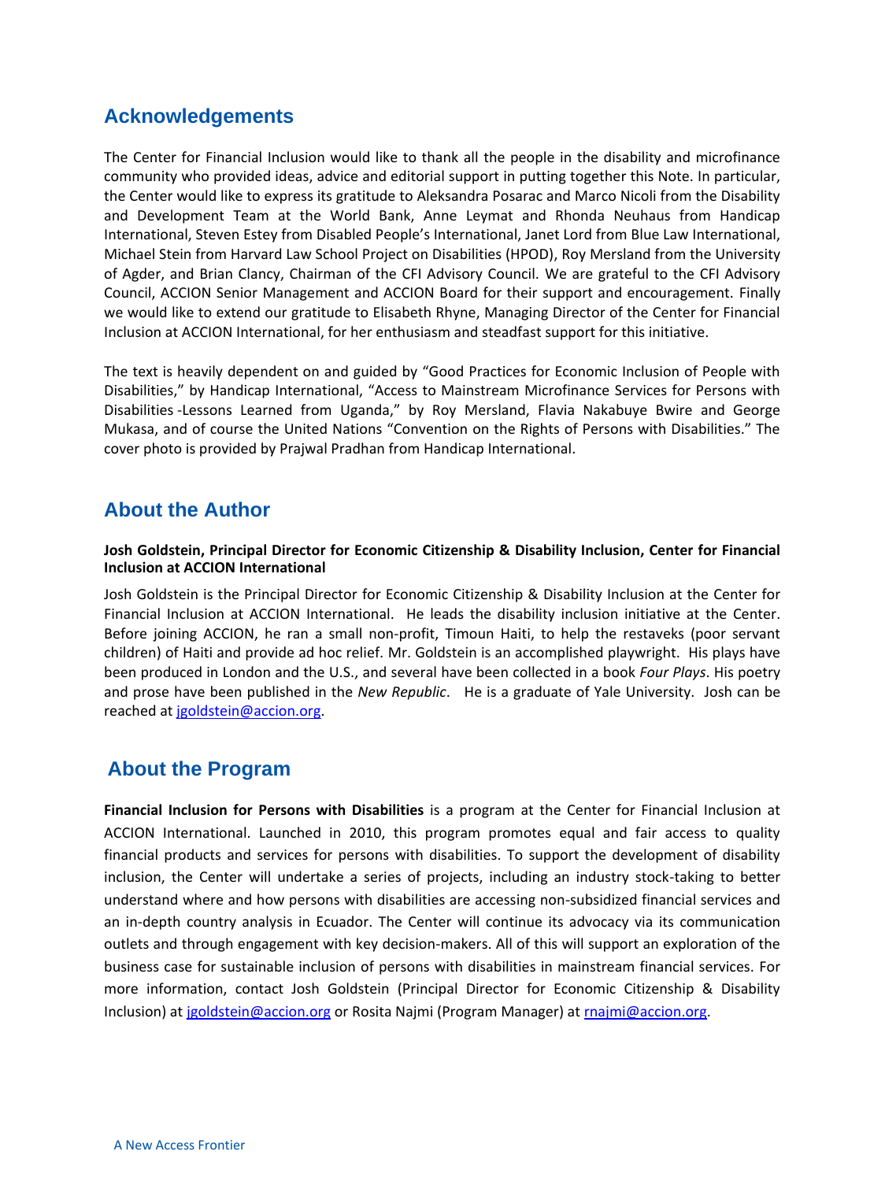## Acknowledgements

The Center for Financial Inclusion would like to thank all the people in the disability and microfinance community who provided ideas, advice and editorial support in putting together this Note. In particular, the Center would like to express its gratitude to Aleksandra Posarac and Marco Nicoli from the Disability and Development Team at the World Bank, Anne Leymat and Rhonda Neuhaus from Handicap International, Steven Estey from Disabled People's International, Janet Lord from Blue Law International, Michael Stein from Harvard Law School Project on Disabilities (HPOD), Roy Mersland from the University of Agder, and Brian Clancy, Chairman of the CFI Advisory Council. We are grateful to the CFI Advisory Council, ACCION Senior Management and ACCION Board for their support and encouragement. Finally we would like to extend our gratitude to Elisabeth Rhyne, Managing Director of the Center for Financial Inclusion at ACCION International, for her enthusiasm and steadfast support for this initiative.

The text is heavily dependent on and guided by "Good Practices for Economic Inclusion of People with Disabilities," by Handicap International, "Access to Mainstream Microfinance Services for Persons with Disabilities -Lessons Learned from Uganda," by Roy Mersland, Flavia Nakabuye Bwire and George Mukasa, and of course the United Nations "Convention on the Rights of Persons with Disabilities." The cover photo is provided by Prajwal Pradhan from Handicap International.

## About the Author

**Josh Goldstein, Principal Director for Economic Citizenship & Disability Inclusion, Center for Financial Inclusion at ACCION International**

Josh Goldstein is the Principal Director for Economic Citizenship & Disability Inclusion at the Center for Financial Inclusion at ACCION International. He leads the disability inclusion initiative at the Center. Before joining ACCION, he ran a small non-profit, Timoun Haiti, to help the restaveks (poor servant children) of Haiti and provide ad hoc relief. Mr. Goldstein is an accomplished playwright. His plays have been produced in London and the U.S., and several have been collected in a book *Four Plays*. His poetry and prose have been published in the *New Republic*. He is a graduate of Yale University. Josh can be reached at jgoldstein@accion.org.

## About the Program

**Financial Inclusion for Persons with Disabilities** is a program at the Center for Financial Inclusion at ACCION International. Launched in 2010, this program promotes equal and fair access to quality financial products and services for persons with disabilities. To support the development of disability inclusion, the Center will undertake a series of projects, including an industry stock-taking to better understand where and how persons with disabilities are accessing non-subsidized financial services and an in-depth country analysis in Ecuador. The Center will continue its advocacy via its communication outlets and through engagement with key decision-makers. All of this will support an exploration of the business case for sustainable inclusion of persons with disabilities in mainstream financial services. For more information, contact Josh Goldstein (Principal Director for Economic Citizenship & Disability Inclusion) at jgoldstein@accion.org or Rosita Najmi (Program Manager) at rnajmi@accion.org.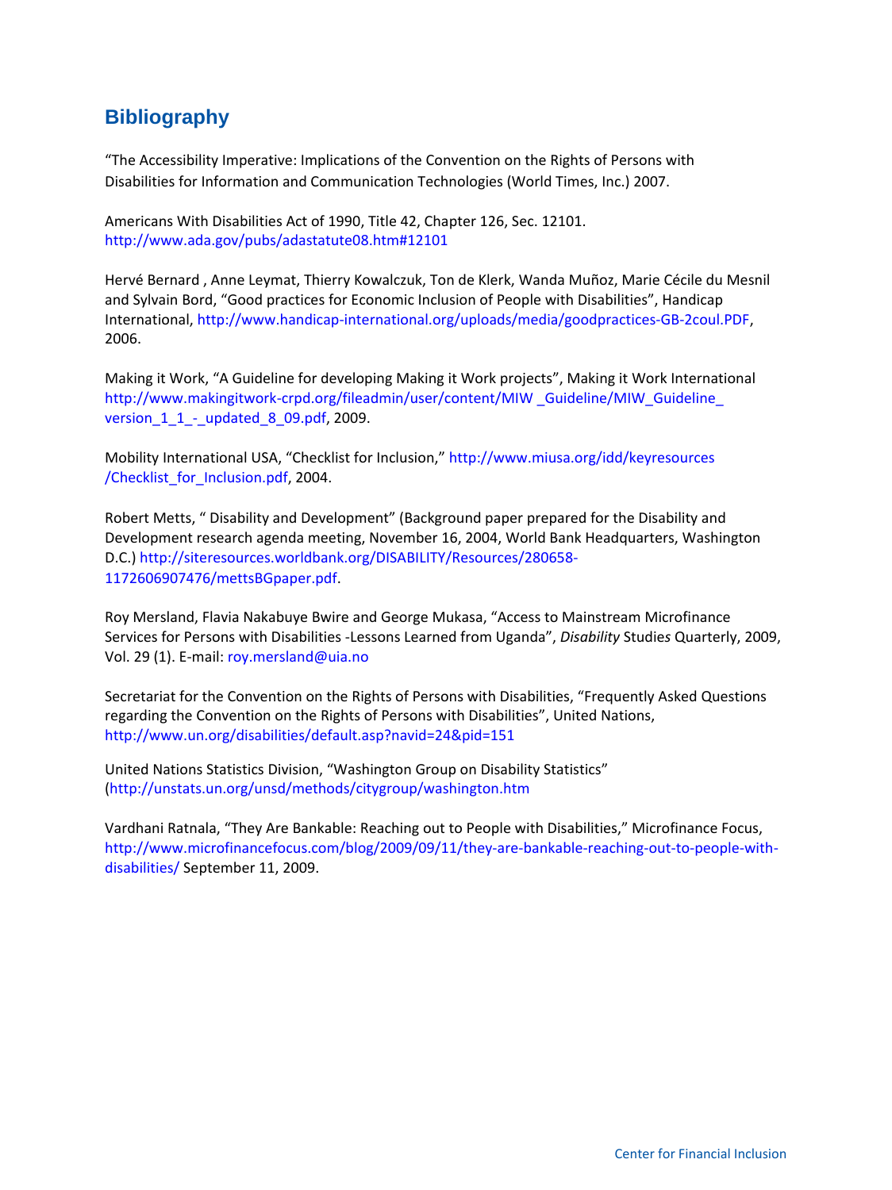## Bibliography

"The Accessibility Imperative: Implications of the Convention on the Rights of Persons with Disabilities for Information and Communication Technologies (World Times, Inc.) 2007.

Americans With Disabilities Act of 1990, Title 42, Chapter 126, Sec. 12101. http://www.ada.gov/pubs/adastatute08.htm#12101

Hervé Bernard , Anne Leymat, Thierry Kowalczuk, Ton de Klerk, Wanda Muñoz, Marie Cécile du Mesnil and Sylvain Bord, "Good practices for Economic Inclusion of People with Disabilities", Handicap International, http://www.handicap-international.org/uploads/media/goodpractices-GB-2coul.PDF, 2006.

Making it Work, "A Guideline for developing Making it Work projects", Making it Work International http://www.makingitwork-crpd.org/fileadmin/user/content/MIW _Guideline/MIW_Guideline_ version_1_1_-_updated_8_09.pdf, 2009.

Mobility International USA, "Checklist for Inclusion," http://www.miusa.org/idd/keyresources /Checklist_for_Inclusion.pdf, 2004.

Robert Metts, " Disability and Development" (Background paper prepared for the Disability and Development research agenda meeting, November 16, 2004, World Bank Headquarters, Washington D.C.) http://siteresources.worldbank.org/DISABILITY/Resources/280658-1172606907476/mettsBGpaper.pdf.

Roy Mersland, Flavia Nakabuye Bwire and George Mukasa, "Access to Mainstream Microfinance Services for Persons with Disabilities -Lessons Learned from Uganda", *Disability* Studie*s* Quarterly, 2009, Vol. 29 (1). E-mail: roy.mersland@uia.no

Secretariat for the Convention on the Rights of Persons with Disabilities, "Frequently Asked Questions regarding the Convention on the Rights of Persons with Disabilities", United Nations, http://www.un.org/disabilities/default.asp?navid=24&pid=151

United Nations Statistics Division, "Washington Group on Disability Statistics" (http://unstats.un.org/unsd/methods/citygroup/washington.htm

Vardhani Ratnala, "They Are Bankable: Reaching out to People with Disabilities," Microfinance Focus, http://www.microfinancefocus.com/blog/2009/09/11/they-are-bankable-reaching-out-to-people-with-disabilities/ September 11, 2009.